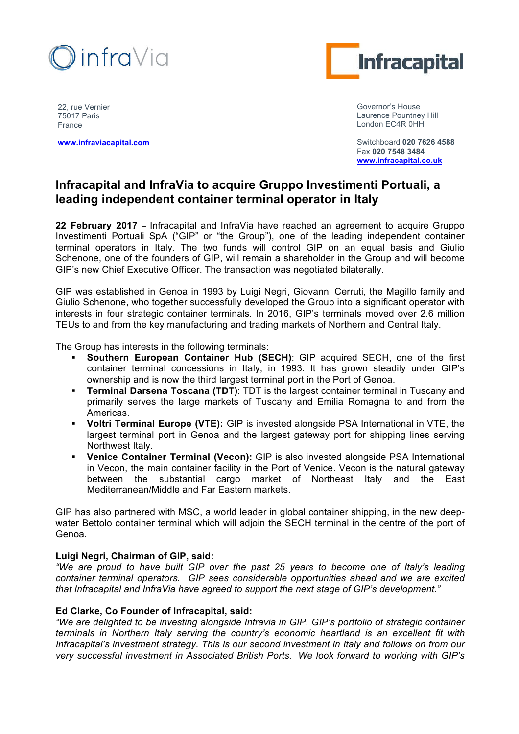infraVia

Infracapital

22, rue Vernier
75017 Paris
France

www.infraviacapital.com

Governor's House
Laurence Pountney Hill
London EC4R 0HH

Switchboard **020 7626 4588**
Fax **020 7548 3484**
www.infracapital.co.uk

# Infracapital and InfraVia to acquire Gruppo Investimenti Portuali, a leading independent container terminal operator in Italy

**22 February 2017** – Infracapital and InfraVia have reached an agreement to acquire Gruppo Investimenti Portuali SpA ("GIP" or "the Group"), one of the leading independent container terminal operators in Italy. The two funds will control GIP on an equal basis and Giulio Schenone, one of the founders of GIP, will remain a shareholder in the Group and will become GIP's new Chief Executive Officer. The transaction was negotiated bilaterally.

GIP was established in Genoa in 1993 by Luigi Negri, Giovanni Cerruti, the Magillo family and Giulio Schenone, who together successfully developed the Group into a significant operator with interests in four strategic container terminals. In 2016, GIP's terminals moved over 2.6 million TEUs to and from the key manufacturing and trading markets of Northern and Central Italy.

The Group has interests in the following terminals:

- **Southern European Container Hub (SECH)**: GIP acquired SECH, one of the first container terminal concessions in Italy, in 1993. It has grown steadily under GIP's ownership and is now the third largest terminal port in the Port of Genoa.
- **Terminal Darsena Toscana (TDT)**: TDT is the largest container terminal in Tuscany and primarily serves the large markets of Tuscany and Emilia Romagna to and from the Americas.
- **Voltri Terminal Europe (VTE):** GIP is invested alongside PSA International in VTE, the largest terminal port in Genoa and the largest gateway port for shipping lines serving Northwest Italy.
- **Venice Container Terminal (Vecon):** GIP is also invested alongside PSA International in Vecon, the main container facility in the Port of Venice. Vecon is the natural gateway between the substantial cargo market of Northeast Italy and the East Mediterranean/Middle and Far Eastern markets.

GIP has also partnered with MSC, a world leader in global container shipping, in the new deep-water Bettolo container terminal which will adjoin the SECH terminal in the centre of the port of Genoa.

**Luigi Negri, Chairman of GIP, said:**
*"We are proud to have built GIP over the past 25 years to become one of Italy's leading container terminal operators. GIP sees considerable opportunities ahead and we are excited that Infracapital and InfraVia have agreed to support the next stage of GIP's development."*

**Ed Clarke, Co Founder of Infracapital, said:**
*"We are delighted to be investing alongside Infravia in GIP. GIP's portfolio of strategic container terminals in Northern Italy serving the country's economic heartland is an excellent fit with Infracapital's investment strategy. This is our second investment in Italy and follows on from our very successful investment in Associated British Ports. We look forward to working with GIP's*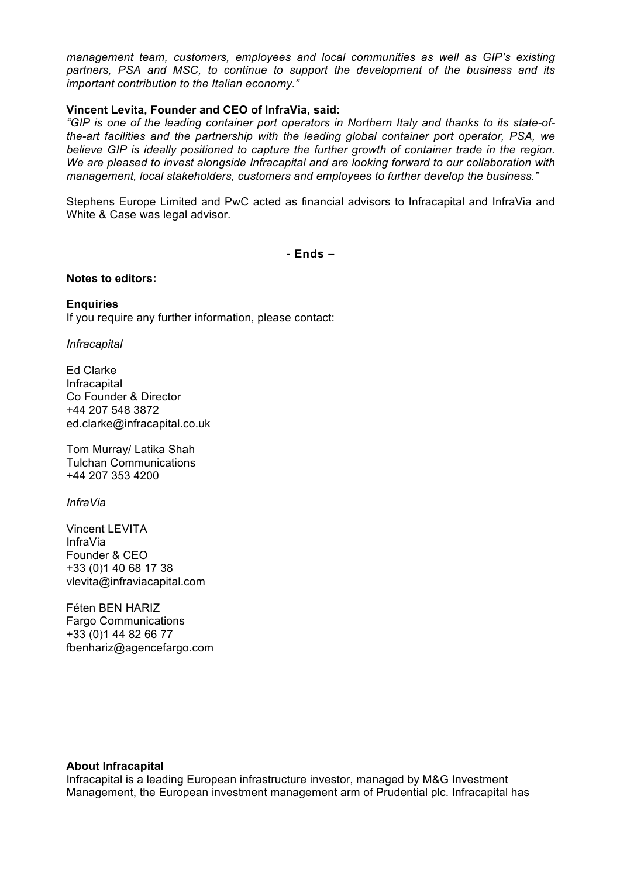*management team, customers, employees and local communities as well as GIP's existing partners, PSA and MSC, to continue to support the development of the business and its important contribution to the Italian economy."*

**Vincent Levita, Founder and CEO of InfraVia, said:**

*"GIP is one of the leading container port operators in Northern Italy and thanks to its state-of-the-art facilities and the partnership with the leading global container port operator, PSA, we believe GIP is ideally positioned to capture the further growth of container trade in the region. We are pleased to invest alongside Infracapital and are looking forward to our collaboration with management, local stakeholders, customers and employees to further develop the business."*

Stephens Europe Limited and PwC acted as financial advisors to Infracapital and InfraVia and White & Case was legal advisor.

**- Ends –**

**Notes to editors:**

**Enquiries**

If you require any further information, please contact:

*Infracapital*

Ed Clarke
Infracapital
Co Founder & Director
+44 207 548 3872
ed.clarke@infracapital.co.uk

Tom Murray/ Latika Shah
Tulchan Communications
+44 207 353 4200

*InfraVia*

Vincent LEVITA
InfraVia
Founder & CEO
+33 (0)1 40 68 17 38
vlevita@infraviacapital.com

Féten BEN HARIZ
Fargo Communications
+33 (0)1 44 82 66 77
fbenhariz@agencefargo.com

**About Infracapital**

Infracapital is a leading European infrastructure investor, managed by M&G Investment Management, the European investment management arm of Prudential plc. Infracapital has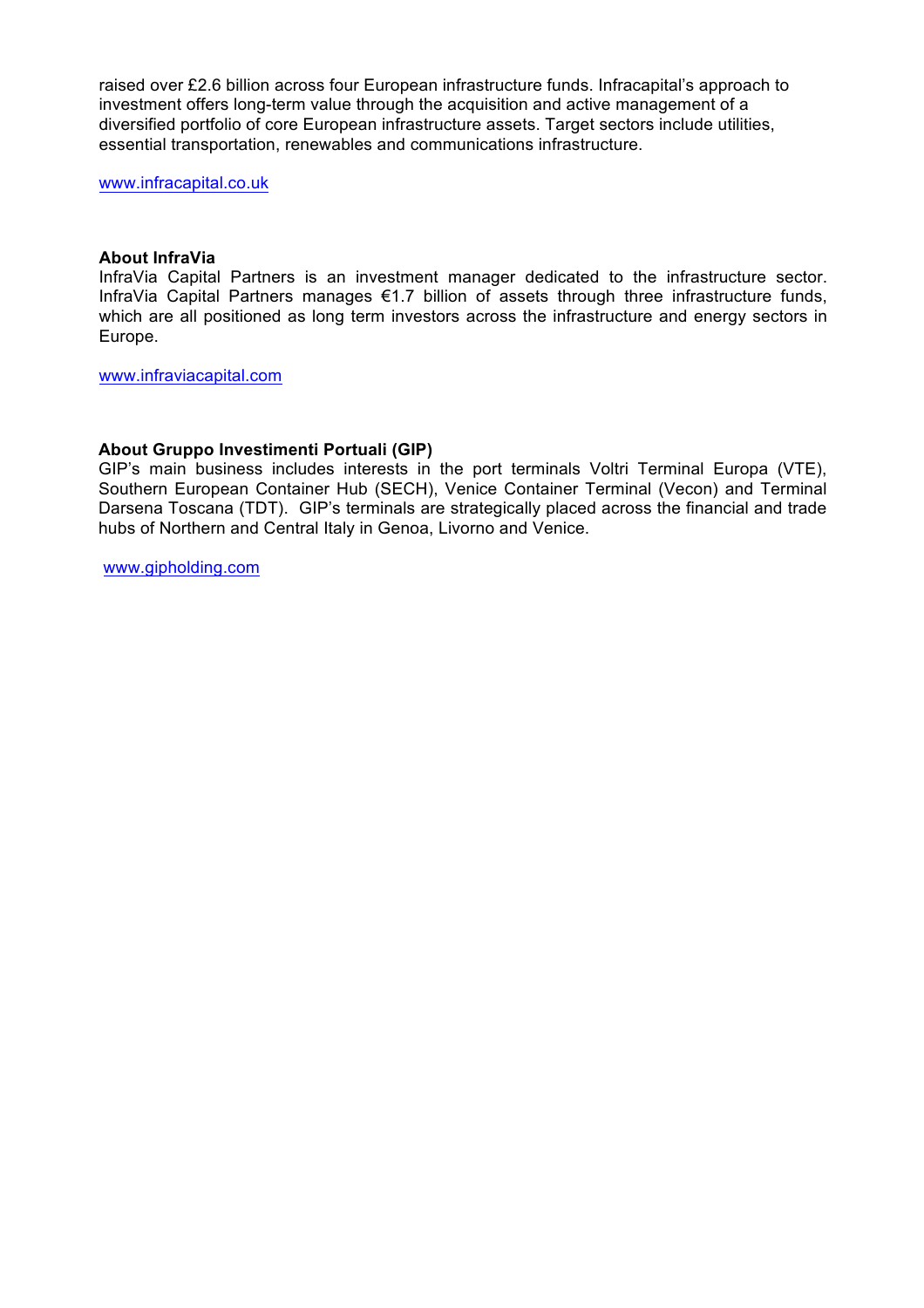raised over £2.6 billion across four European infrastructure funds. Infracapital's approach to investment offers long-term value through the acquisition and active management of a diversified portfolio of core European infrastructure assets. Target sectors include utilities, essential transportation, renewables and communications infrastructure.

www.infracapital.co.uk

**About InfraVia**

InfraVia Capital Partners is an investment manager dedicated to the infrastructure sector. InfraVia Capital Partners manages €1.7 billion of assets through three infrastructure funds, which are all positioned as long term investors across the infrastructure and energy sectors in Europe.

www.infraviacapital.com

**About Gruppo Investimenti Portuali (GIP)**

GIP's main business includes interests in the port terminals Voltri Terminal Europa (VTE), Southern European Container Hub (SECH), Venice Container Terminal (Vecon) and Terminal Darsena Toscana (TDT). GIP's terminals are strategically placed across the financial and trade hubs of Northern and Central Italy in Genoa, Livorno and Venice.

www.gipholding.com